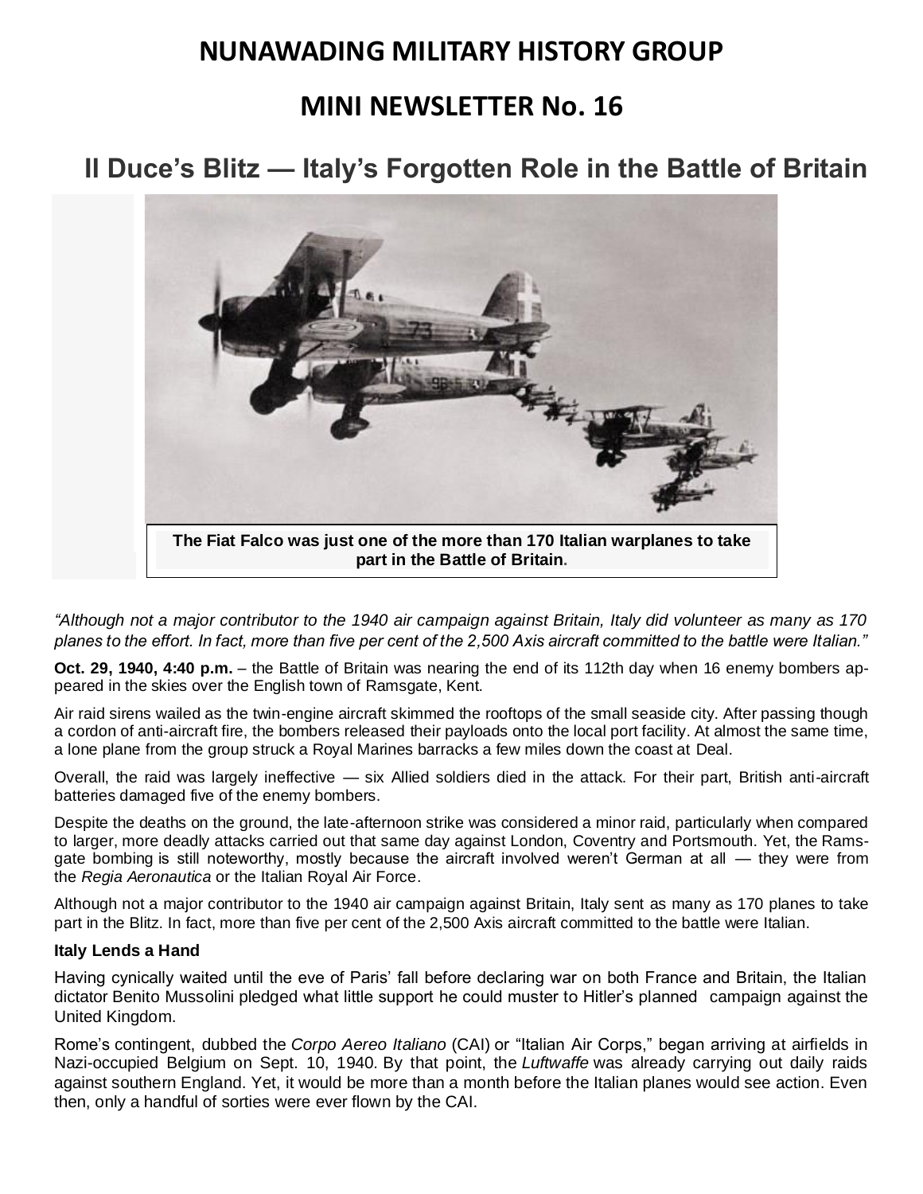# NUNAWADING MILITARY HISTORY GROUP

## MINI NEWSLETTER No. 16

## Il Duce's Blitz — Italy's Forgotten Role in the Battle of Britain

**The Fiat Falco was just one of the more than 170 Italian warplanes to take part in the Battle of Britain.**

*"Although not a major contributor to the 1940 air campaign against Britain, Italy did volunteer as many as 170 planes to the effort. In fact, more than five per cent of the 2,500 Axis aircraft committed to the battle were Italian."*

**Oct. 29, 1940, 4:40 p.m.** – the Battle of Britain was nearing the end of its 112th day when 16 enemy bombers appeared in the skies over the English town of Ramsgate, Kent.

Air raid sirens wailed as the twin-engine aircraft skimmed the rooftops of the small seaside city. After passing though a cordon of anti-aircraft fire, the bombers released their payloads onto the local port facility. At almost the same time, a lone plane from the group struck a Royal Marines barracks a few miles down the coast at Deal.

Overall, the raid was largely ineffective — six Allied soldiers died in the attack. For their part, British anti-aircraft batteries damaged five of the enemy bombers.

Despite the deaths on the ground, the late-afternoon strike was considered a minor raid, particularly when compared to larger, more deadly attacks carried out that same day against London, Coventry and Portsmouth. Yet, the Ramsgate bombing is still noteworthy, mostly because the aircraft involved weren't German at all — they were from the *Regia Aeronautica* or the Italian Royal Air Force.

Although not a major contributor to the 1940 air campaign against Britain, Italy sent as many as 170 planes to take part in the Blitz. In fact, more than five per cent of the 2,500 Axis aircraft committed to the battle were Italian.

### Italy Lends a Hand

Having cynically waited until the eve of Paris' fall before declaring war on both France and Britain, the Italian dictator Benito Mussolini pledged what little support he could muster to Hitler's planned campaign against the United Kingdom.

Rome's contingent, dubbed the *Corpo Aereo Italiano* (CAI) or "Italian Air Corps," began arriving at airfields in Nazi-occupied Belgium on Sept. 10, 1940. By that point, the *Luftwaffe* was already carrying out daily raids against southern England. Yet, it would be more than a month before the Italian planes would see action. Even then, only a handful of sorties were ever flown by the CAI.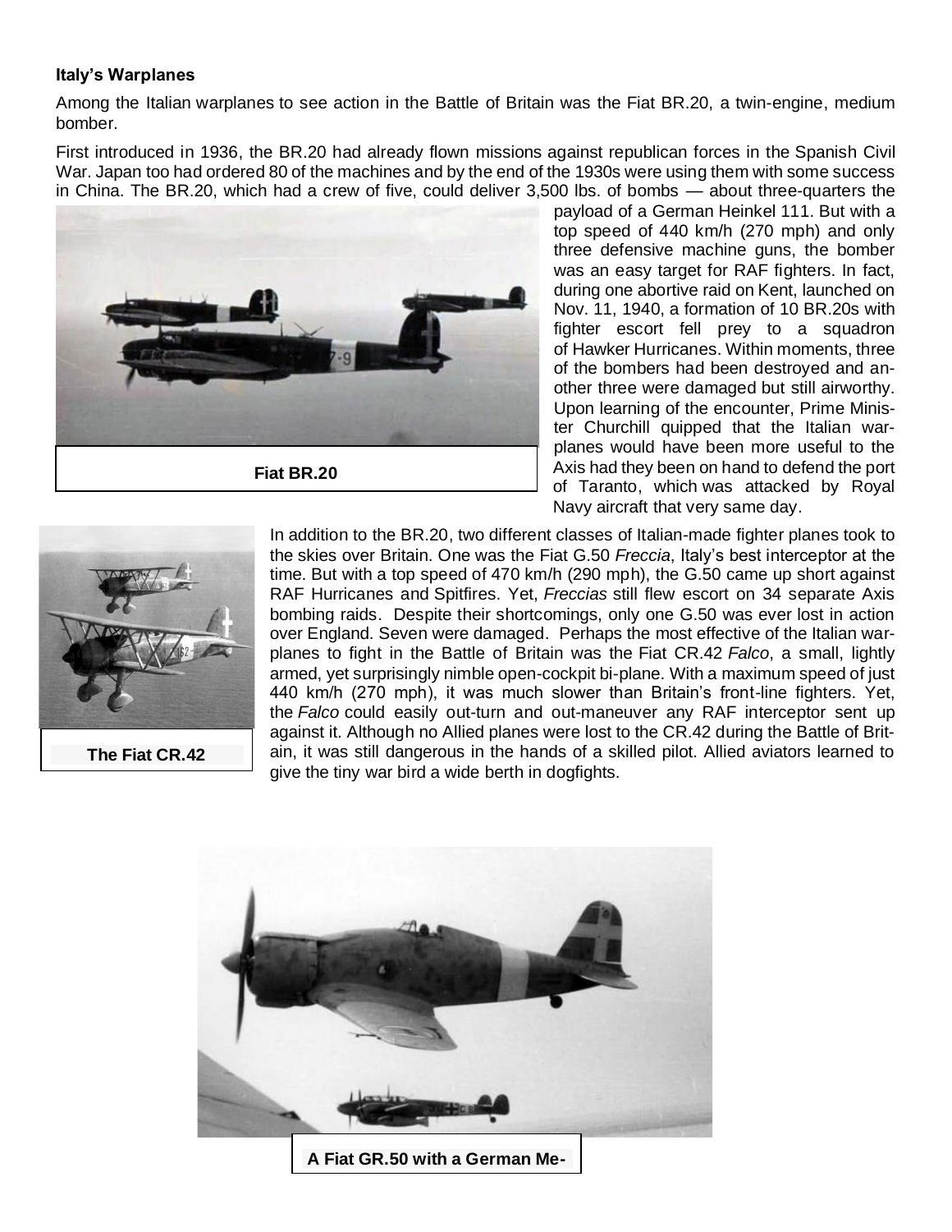**Italy's Warplanes**

Among the Italian warplanes to see action in the Battle of Britain was the Fiat BR.20, a twin-engine, medium bomber.

First introduced in 1936, the BR.20 had already flown missions against republican forces in the Spanish Civil War. Japan too had ordered 80 of the machines and by the end of the 1930s were using them with some success in China. The BR.20, which had a crew of five, could deliver 3,500 lbs. of bombs — about three-quarters the payload of a German Heinkel 111. But with a top speed of 440 km/h (270 mph) and only three defensive machine guns, the bomber was an easy target for RAF fighters. In fact, during one abortive raid on Kent, launched on Nov. 11, 1940, a formation of 10 BR.20s with fighter escort fell prey to a squadron of Hawker Hurricanes. Within moments, three of the bombers had been destroyed and another three were damaged but still airworthy. Upon learning of the encounter, Prime Minister Churchill quipped that the Italian warplanes would have been more useful to the Axis had they been on hand to defend the port of Taranto, which was attacked by Royal Navy aircraft that very same day.

**Fiat BR.20**

In addition to the BR.20, two different classes of Italian-made fighter planes took to the skies over Britain. One was the Fiat G.50 *Freccia*, Italy's best interceptor at the time. But with a top speed of 470 km/h (290 mph), the G.50 came up short against RAF Hurricanes and Spitfires. Yet, *Freccias* still flew escort on 34 separate Axis bombing raids. Despite their shortcomings, only one G.50 was ever lost in action over England. Seven were damaged. Perhaps the most effective of the Italian warplanes to fight in the Battle of Britain was the Fiat CR.42 *Falco*, a small, lightly armed, yet surprisingly nimble open-cockpit bi-plane. With a maximum speed of just 440 km/h (270 mph), it was much slower than Britain's front-line fighters. Yet, the *Falco* could easily out-turn and out-maneuver any RAF interceptor sent up against it. Although no Allied planes were lost to the CR.42 during the Battle of Britain, it was still dangerous in the hands of a skilled pilot. Allied aviators learned to give the tiny war bird a wide berth in dogfights.

**The Fiat CR.42**

**A Fiat GR.50 with a German Me-**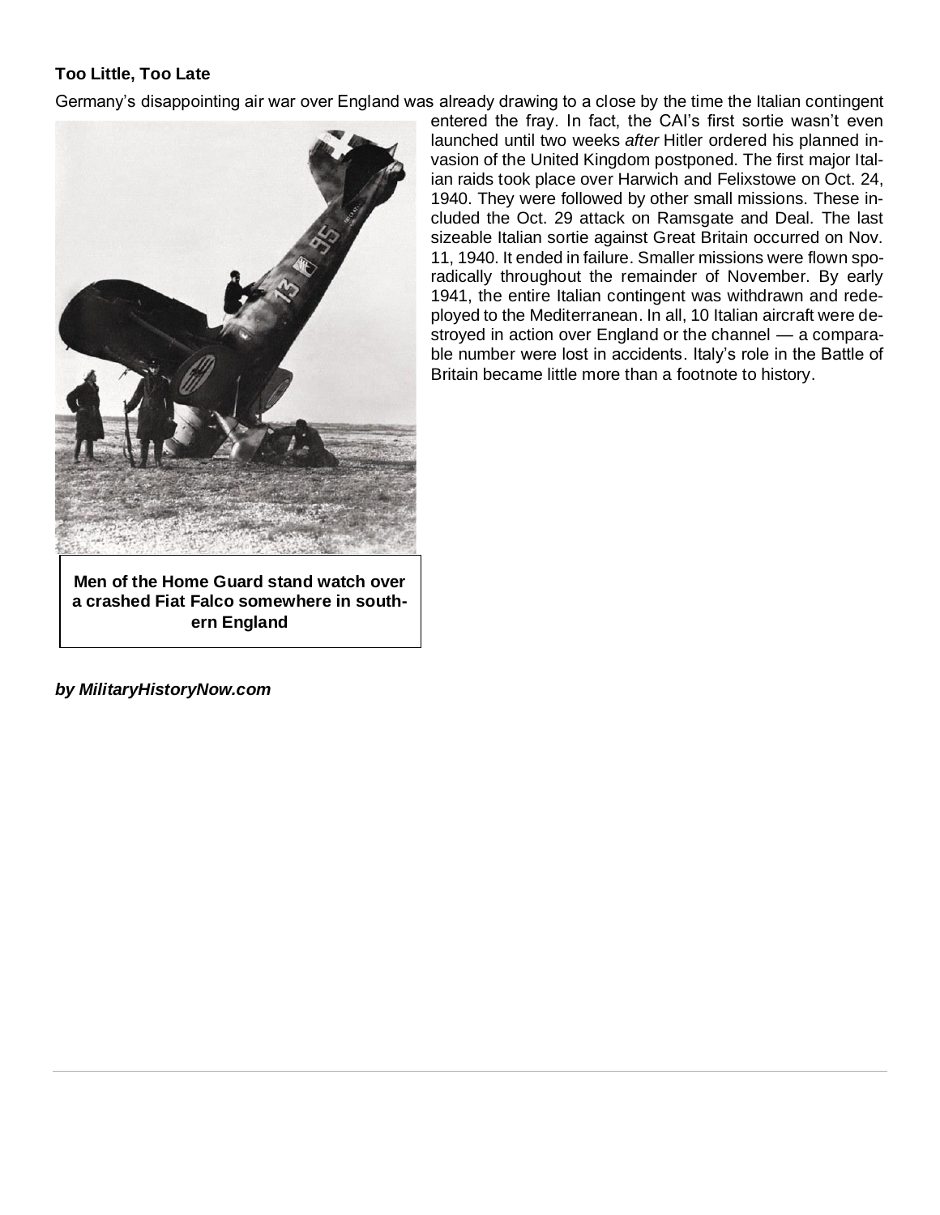**Too Little, Too Late**

Germany's disappointing air war over England was already drawing to a close by the time the Italian contingent entered the fray. In fact, the CAI's first sortie wasn't even launched until two weeks *after* Hitler ordered his planned invasion of the United Kingdom postponed. The first major Italian raids took place over Harwich and Felixstowe on Oct. 24, 1940. They were followed by other small missions. These included the Oct. 29 attack on Ramsgate and Deal. The last sizeable Italian sortie against Great Britain occurred on Nov. 11, 1940. It ended in failure. Smaller missions were flown sporadically throughout the remainder of November. By early 1941, the entire Italian contingent was withdrawn and redeployed to the Mediterranean. In all, 10 Italian aircraft were destroyed in action over England or the channel — a comparable number were lost in accidents. Italy's role in the Battle of Britain became little more than a footnote to history.

**Men of the Home Guard stand watch over a crashed Fiat Falco somewhere in southern England**

***by MilitaryHistoryNow.com***